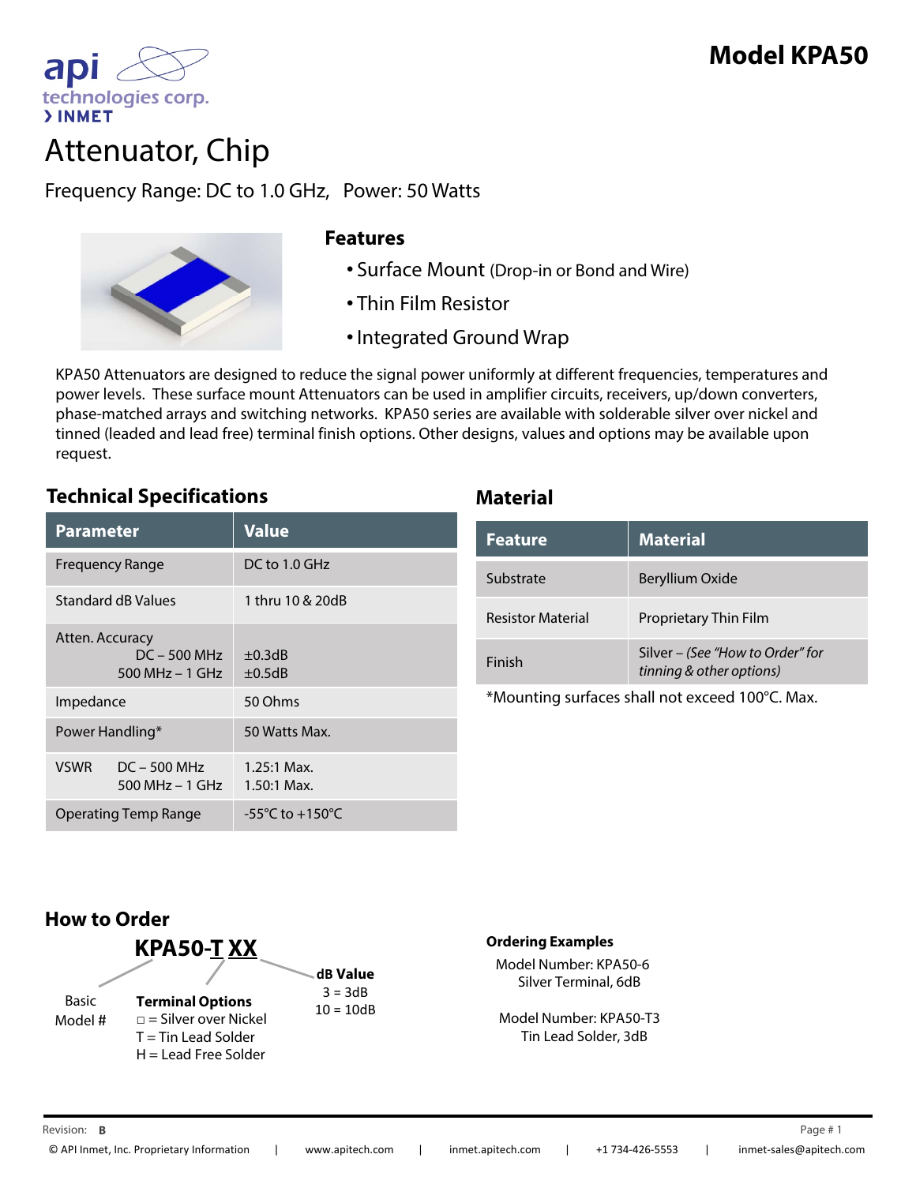# Model KPA50

api technologies corp.
› INMET

# Attenuator, Chip

Frequency Range: DC to 1.0 GHz, Power: 50 Watts

## Features

- Surface Mount (Drop-in or Bond and Wire)
- Thin Film Resistor
- Integrated Ground Wrap

KPA50 Attenuators are designed to reduce the signal power uniformly at different frequencies, temperatures and power levels. These surface mount Attenuators can be used in amplifier circuits, receivers, up/down converters, phase-matched arrays and switching networks. KPA50 series are available with solderable silver over nickel and tinned (leaded and lead free) terminal finish options. Other designs, values and options may be available upon request.

## Technical Specifications

| Parameter | Value |
|---|---|
| Frequency Range | DC to 1.0 GHz |
| Standard dB Values | 1 thru 10 & 20dB |
| Atten. Accuracy DC – 500 MHz<br>500 MHz – 1 GHz | ±0.3dB<br>±0.5dB |
| Impedance | 50 Ohms |
| Power Handling* | 50 Watts Max. |
| VSWR DC – 500 MHz<br>500 MHz – 1 GHz | 1.25:1 Max.<br>1.50:1 Max. |
| Operating Temp Range | -55°C to +150°C |

## Material

| Feature | Material |
|---|---|
| Substrate | Beryllium Oxide |
| Resistor Material | Proprietary Thin Film |
| Finish | Silver – *(See "How to Order" for tinning & other options)* |

*Mounting surfaces shall not exceed 100°C. Max.

## How to Order

**KPA50-T XX**

- Basic Model #: KPA50
- **Terminal Options**
  - □ = Silver over Nickel
  - T = Tin Lead Solder
  - H = Lead Free Solder
- **dB Value**
  - 3 = 3dB
  - 10 = 10dB

**Ordering Examples**

Model Number: KPA50-6
Silver Terminal, 6dB

Model Number: KPA50-T3
Tin Lead Solder, 3dB

Revision: **B**

© API Inmet, Inc. Proprietary Information | www.apitech.com | inmet.apitech.com | +1 734-426-5553 | inmet-sales@apitech.com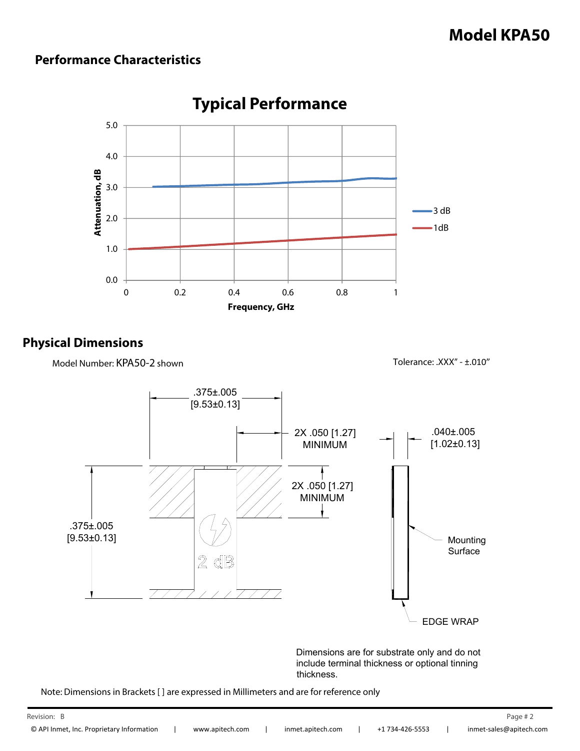# Model KPA50

## Performance Characteristics

**Typical Performance**

Attenuation, dB

5.0
4.0
3.0
2.0
1.0
0.0

0
0.2
0.4
0.6
0.8
1

**Frequency, GHz**

3 dB
1dB

## Physical Dimensions

Model Number: KPA50-2 shown

Tolerance: .XXX" - ±.010"

.375±.005
[9.53±0.13]

2X .050 [1.27]
MINIMUM

.040±.005
[1.02±0.13]

2X .050 [1.27]
MINIMUM

.375±.005
[9.53±0.13]

2 dB

Mounting Surface

EDGE WRAP

Dimensions are for substrate only and do not include terminal thickness or optional tinning thickness.

Note: Dimensions in Brackets [ ] are expressed in Millimeters and are for reference only

Revision: B

© API Inmet, Inc. Proprietary Information | www.apitech.com | inmet.apitech.com | +1 734-426-5553 | inmet-sales@apitech.com